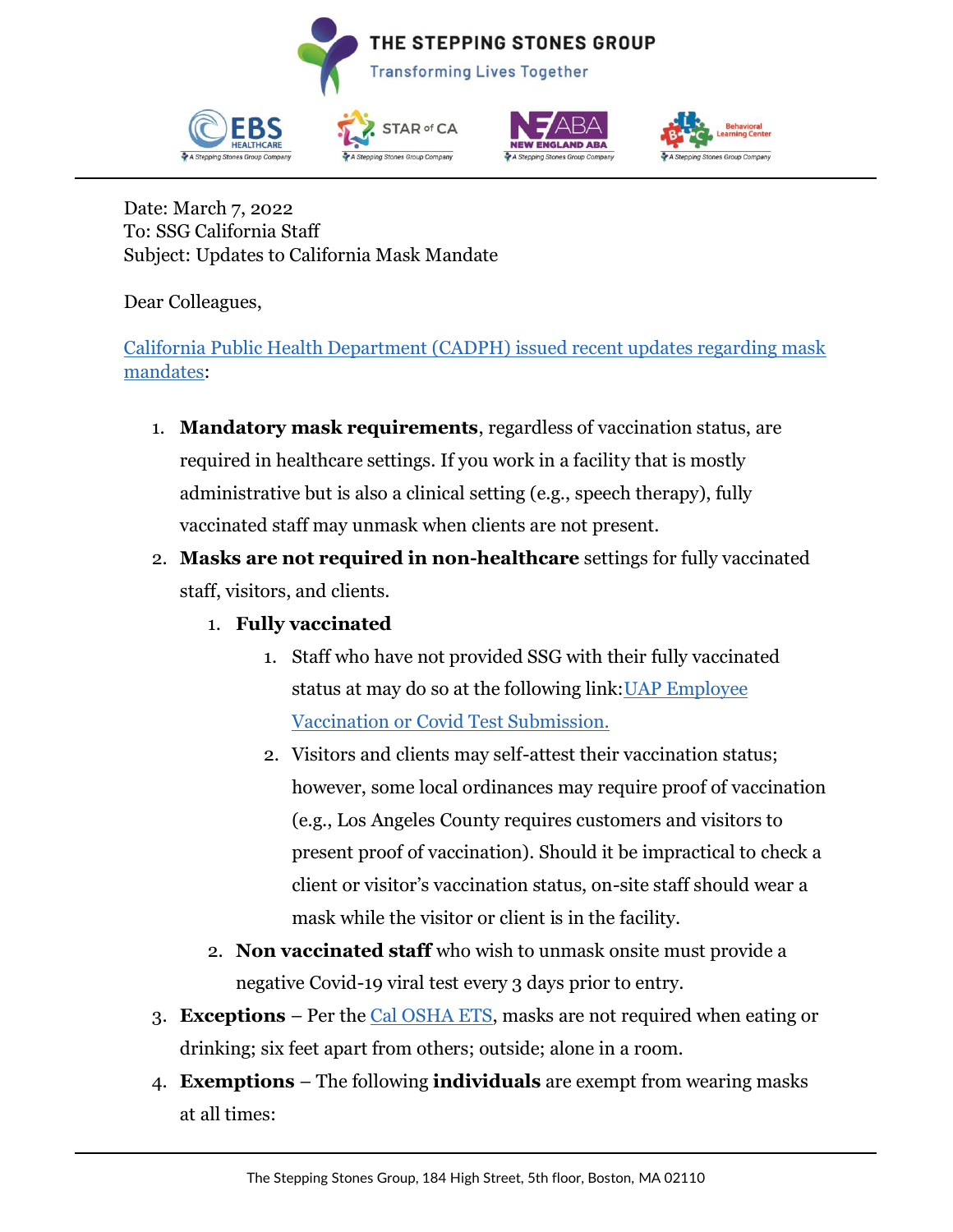THE STEPPING STONES GROUP

Transforming Lives Together

Date: March 7, 2022
To: SSG California Staff
Subject: Updates to California Mask Mandate

Dear Colleagues,

California Public Health Department (CADPH) issued recent updates regarding mask mandates:

1. **Mandatory mask requirements**, regardless of vaccination status, are required in healthcare settings. If you work in a facility that is mostly administrative but is also a clinical setting (e.g., speech therapy), fully vaccinated staff may unmask when clients are not present.
2. **Masks are not required in non-healthcare** settings for fully vaccinated staff, visitors, and clients.
    1. **Fully vaccinated**
        1. Staff who have not provided SSG with their fully vaccinated status at may do so at the following link: UAP Employee Vaccination or Covid Test Submission.
        2. Visitors and clients may self-attest their vaccination status; however, some local ordinances may require proof of vaccination (e.g., Los Angeles County requires customers and visitors to present proof of vaccination). Should it be impractical to check a client or visitor's vaccination status, on-site staff should wear a mask while the visitor or client is in the facility.
    2. **Non vaccinated staff** who wish to unmask onsite must provide a negative Covid-19 viral test every 3 days prior to entry.
3. **Exceptions** – Per the Cal OSHA ETS, masks are not required when eating or drinking; six feet apart from others; outside; alone in a room.
4. **Exemptions** – The following **individuals** are exempt from wearing masks at all times: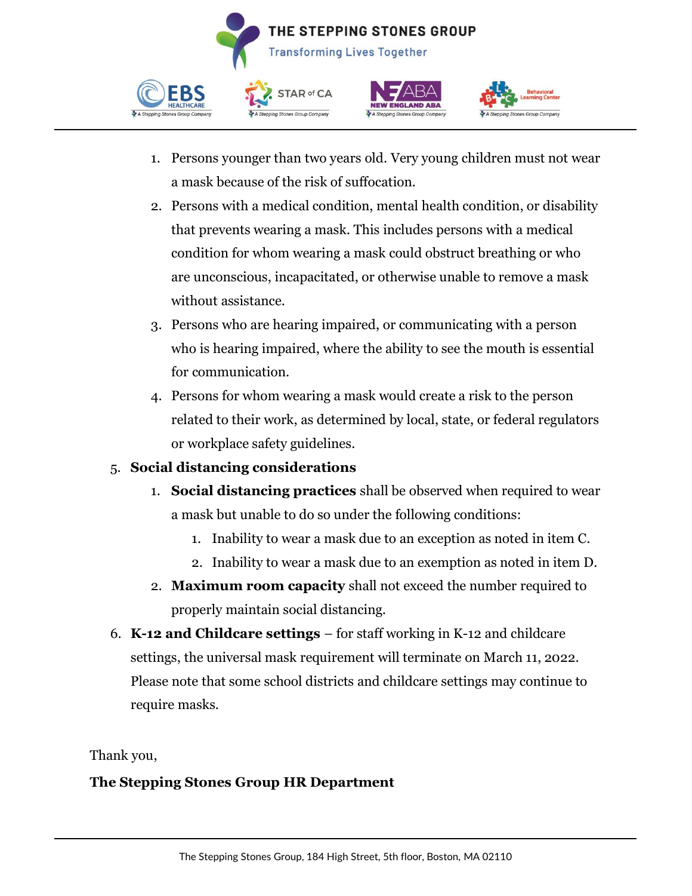1. Persons younger than two years old. Very young children must not wear a mask because of the risk of suffocation.
2. Persons with a medical condition, mental health condition, or disability that prevents wearing a mask. This includes persons with a medical condition for whom wearing a mask could obstruct breathing or who are unconscious, incapacitated, or otherwise unable to remove a mask without assistance.
3. Persons who are hearing impaired, or communicating with a person who is hearing impaired, where the ability to see the mouth is essential for communication.
4. Persons for whom wearing a mask would create a risk to the person related to their work, as determined by local, state, or federal regulators or workplace safety guidelines.

5. **Social distancing considerations**
   1. **Social distancing practices** shall be observed when required to wear a mask but unable to do so under the following conditions:
      1. Inability to wear a mask due to an exception as noted in item C.
      2. Inability to wear a mask due to an exemption as noted in item D.
   2. **Maximum room capacity** shall not exceed the number required to properly maintain social distancing.
6. **K-12 and Childcare settings** – for staff working in K-12 and childcare settings, the universal mask requirement will terminate on March 11, 2022. Please note that some school districts and childcare settings may continue to require masks.

Thank you,

**The Stepping Stones Group HR Department**